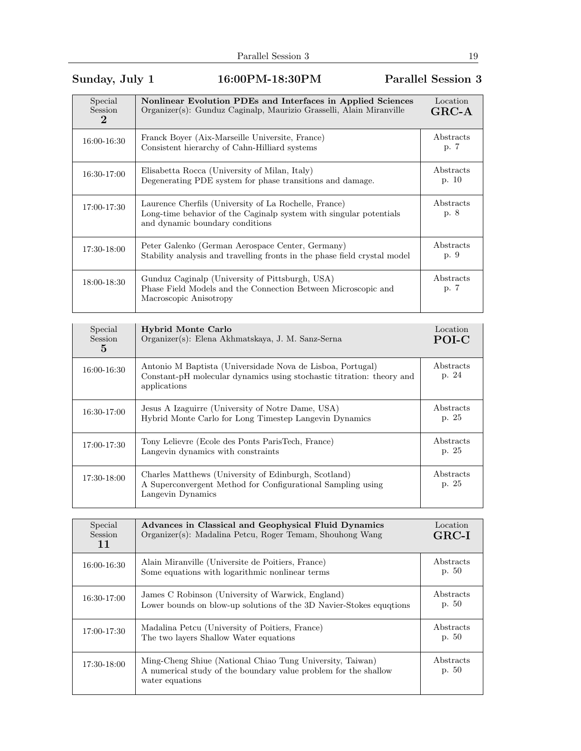**Sunday, July 1** **16:00PM-18:30PM** **Parallel Session 3**

| Special Session **2** | **Nonlinear Evolution PDEs and Interfaces in Applied Sciences** Organizer(s): Gunduz Caginalp, Maurizio Grasselli, Alain Miranville | Location **GRC-A** |
|---|---|---|
| 16:00-16:30 | Franck Boyer (Aix-Marseille Universite, France) Consistent hierarchy of Cahn-Hilliard systems | Abstracts p. 7 |
| 16:30-17:00 | Elisabetta Rocca (University of Milan, Italy) Degenerating PDE system for phase transitions and damage. | Abstracts p. 10 |
| 17:00-17:30 | Laurence Cherfils (University of La Rochelle, France) Long-time behavior of the Caginalp system with singular potentials and dynamic boundary conditions | Abstracts p. 8 |
| 17:30-18:00 | Peter Galenko (German Aerospace Center, Germany) Stability analysis and travelling fronts in the phase field crystal model | Abstracts p. 9 |
| 18:00-18:30 | Gunduz Caginalp (University of Pittsburgh, USA) Phase Field Models and the Connection Between Microscopic and Macroscopic Anisotropy | Abstracts p. 7 |

| Special Session **5** | **Hybrid Monte Carlo** Organizer(s): Elena Akhmatskaya, J. M. Sanz-Serna | Location **POI-C** |
|---|---|---|
| 16:00-16:30 | Antonio M Baptista (Universidade Nova de Lisboa, Portugal) Constant-pH molecular dynamics using stochastic titration: theory and applications | Abstracts p. 24 |
| 16:30-17:00 | Jesus A Izaguirre (University of Notre Dame, USA) Hybrid Monte Carlo for Long Timestep Langevin Dynamics | Abstracts p. 25 |
| 17:00-17:30 | Tony Lelievre (Ecole des Ponts ParisTech, France) Langevin dynamics with constraints | Abstracts p. 25 |
| 17:30-18:00 | Charles Matthews (University of Edinburgh, Scotland) A Superconvergent Method for Configurational Sampling using Langevin Dynamics | Abstracts p. 25 |

| Special Session **11** | **Advances in Classical and Geophysical Fluid Dynamics** Organizer(s): Madalina Petcu, Roger Temam, Shouhong Wang | Location **GRC-I** |
|---|---|---|
| 16:00-16:30 | Alain Miranville (Universite de Poitiers, France) Some equations with logarithmic nonlinear terms | Abstracts p. 50 |
| 16:30-17:00 | James C Robinson (University of Warwick, England) Lower bounds on blow-up solutions of the 3D Navier-Stokes equqtions | Abstracts p. 50 |
| 17:00-17:30 | Madalina Petcu (University of Poitiers, France) The two layers Shallow Water equations | Abstracts p. 50 |
| 17:30-18:00 | Ming-Cheng Shiue (National Chiao Tung University, Taiwan) A numerical study of the boundary value problem for the shallow water equations | Abstracts p. 50 |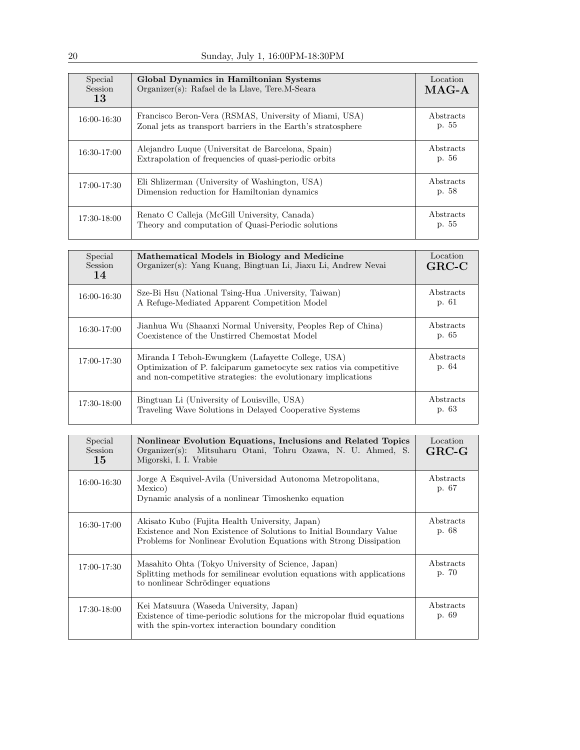| Special Session 13 | **Global Dynamics in Hamiltonian Systems** Organizer(s): Rafael de la Llave, Tere.M-Seara | Location **MAG-A** |
|---|---|---|
| 16:00-16:30 | Francisco Beron-Vera (RSMAS, University of Miami, USA) Zonal jets as transport barriers in the Earth's stratosphere | Abstracts p. 55 |
| 16:30-17:00 | Alejandro Luque (Universitat de Barcelona, Spain) Extrapolation of frequencies of quasi-periodic orbits | Abstracts p. 56 |
| 17:00-17:30 | Eli Shlizerman (University of Washington, USA) Dimension reduction for Hamiltonian dynamics | Abstracts p. 58 |
| 17:30-18:00 | Renato C Calleja (McGill University, Canada) Theory and computation of Quasi-Periodic solutions | Abstracts p. 55 |

| Special Session 14 | **Mathematical Models in Biology and Medicine** Organizer(s): Yang Kuang, Bingtuan Li, Jiaxu Li, Andrew Nevai | Location **GRC-C** |
|---|---|---|
| 16:00-16:30 | Sze-Bi Hsu (National Tsing-Hua .University, Taiwan) A Refuge-Mediated Apparent Competition Model | Abstracts p. 61 |
| 16:30-17:00 | Jianhua Wu (Shaanxi Normal University, Peoples Rep of China) Coexistence of the Unstirred Chemostat Model | Abstracts p. 65 |
| 17:00-17:30 | Miranda I Teboh-Ewungkem (Lafayette College, USA) Optimization of P. falciparum gametocyte sex ratios via competitive and non-competitive strategies: the evolutionary implications | Abstracts p. 64 |
| 17:30-18:00 | Bingtuan Li (University of Louisville, USA) Traveling Wave Solutions in Delayed Cooperative Systems | Abstracts p. 63 |

| Special Session 15 | **Nonlinear Evolution Equations, Inclusions and Related Topics** Organizer(s): Mitsuharu Otani, Tohru Ozawa, N. U. Ahmed, S. Migorski, I. I. Vrabie | Location **GRC-G** |
|---|---|---|
| 16:00-16:30 | Jorge A Esquivel-Avila (Universidad Autonoma Metropolitana, Mexico) Dynamic analysis of a nonlinear Timoshenko equation | Abstracts p. 67 |
| 16:30-17:00 | Akisato Kubo (Fujita Health University, Japan) Existence and Non Existence of Solutions to Initial Boundary Value Problems for Nonlinear Evolution Equations with Strong Dissipation | Abstracts p. 68 |
| 17:00-17:30 | Masahito Ohta (Tokyo University of Science, Japan) Splitting methods for semilinear evolution equations with applications to nonlinear Schrödinger equations | Abstracts p. 70 |
| 17:30-18:00 | Kei Matsuura (Waseda University, Japan) Existence of time-periodic solutions for the micropolar fluid equations with the spin-vortex interaction boundary condition | Abstracts p. 69 |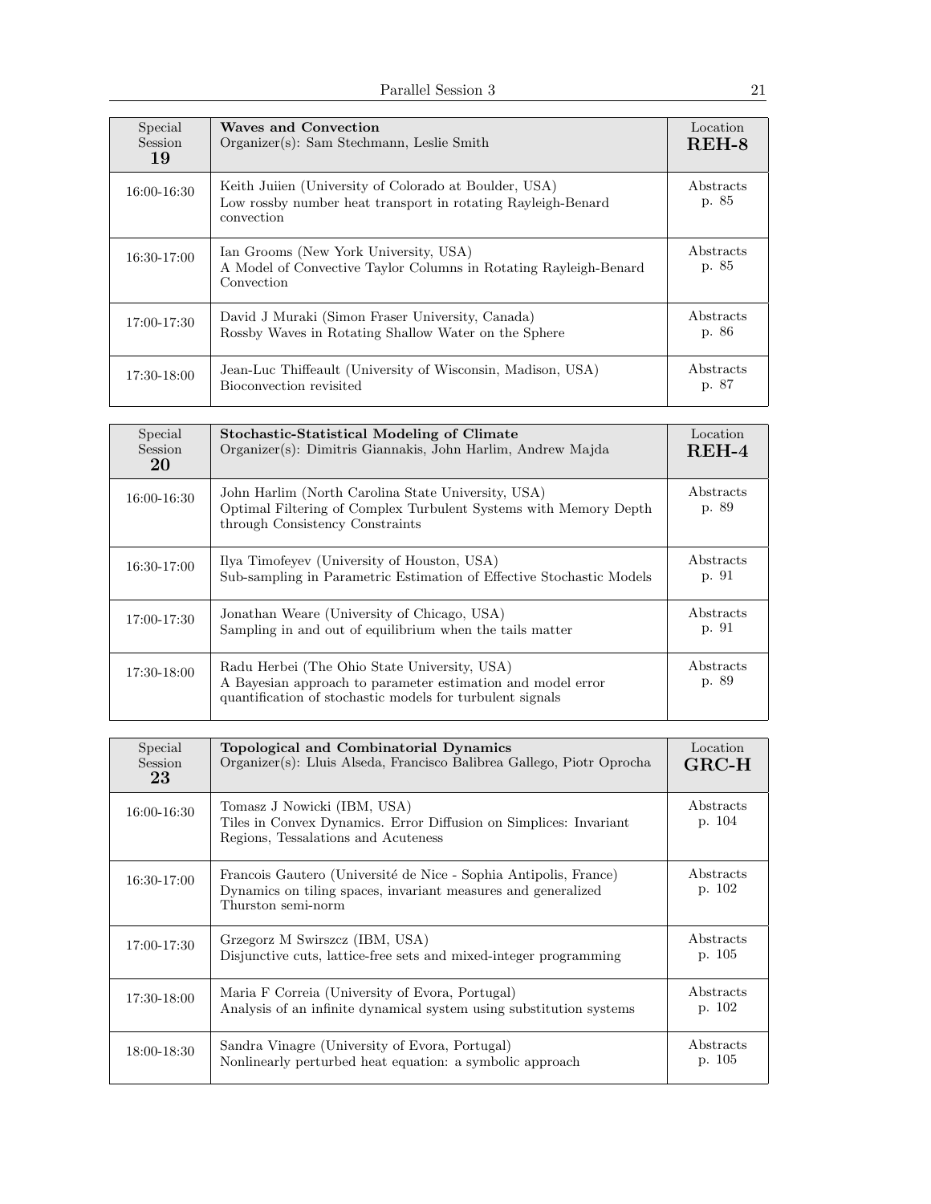| Special Session **19** | **Waves and Convection** Organizer(s): Sam Stechmann, Leslie Smith | Location **REH-8** |
|---|---|---|
| 16:00-16:30 | Keith Juiien (University of Colorado at Boulder, USA) Low rossby number heat transport in rotating Rayleigh-Benard convection | Abstracts p. 85 |
| 16:30-17:00 | Ian Grooms (New York University, USA) A Model of Convective Taylor Columns in Rotating Rayleigh-Benard Convection | Abstracts p. 85 |
| 17:00-17:30 | David J Muraki (Simon Fraser University, Canada) Rossby Waves in Rotating Shallow Water on the Sphere | Abstracts p. 86 |
| 17:30-18:00 | Jean-Luc Thiffeault (University of Wisconsin, Madison, USA) Bioconvection revisited | Abstracts p. 87 |

| Special Session **20** | **Stochastic-Statistical Modeling of Climate** Organizer(s): Dimitris Giannakis, John Harlim, Andrew Majda | Location **REH-4** |
|---|---|---|
| 16:00-16:30 | John Harlim (North Carolina State University, USA) Optimal Filtering of Complex Turbulent Systems with Memory Depth through Consistency Constraints | Abstracts p. 89 |
| 16:30-17:00 | Ilya Timofeyev (University of Houston, USA) Sub-sampling in Parametric Estimation of Effective Stochastic Models | Abstracts p. 91 |
| 17:00-17:30 | Jonathan Weare (University of Chicago, USA) Sampling in and out of equilibrium when the tails matter | Abstracts p. 91 |
| 17:30-18:00 | Radu Herbei (The Ohio State University, USA) A Bayesian approach to parameter estimation and model error quantification of stochastic models for turbulent signals | Abstracts p. 89 |

| Special Session **23** | **Topological and Combinatorial Dynamics** Organizer(s): Lluis Alseda, Francisco Balibrea Gallego, Piotr Oprocha | Location **GRC-H** |
|---|---|---|
| 16:00-16:30 | Tomasz J Nowicki (IBM, USA) Tiles in Convex Dynamics. Error Diffusion on Simplices: Invariant Regions, Tessalations and Acuteness | Abstracts p. 104 |
| 16:30-17:00 | Francois Gautero (Université de Nice - Sophia Antipolis, France) Dynamics on tiling spaces, invariant measures and generalized Thurston semi-norm | Abstracts p. 102 |
| 17:00-17:30 | Grzegorz M Swirszcz (IBM, USA) Disjunctive cuts, lattice-free sets and mixed-integer programming | Abstracts p. 105 |
| 17:30-18:00 | Maria F Correia (University of Evora, Portugal) Analysis of an infinite dynamical system using substitution systems | Abstracts p. 102 |
| 18:00-18:30 | Sandra Vinagre (University of Evora, Portugal) Nonlinearly perturbed heat equation: a symbolic approach | Abstracts p. 105 |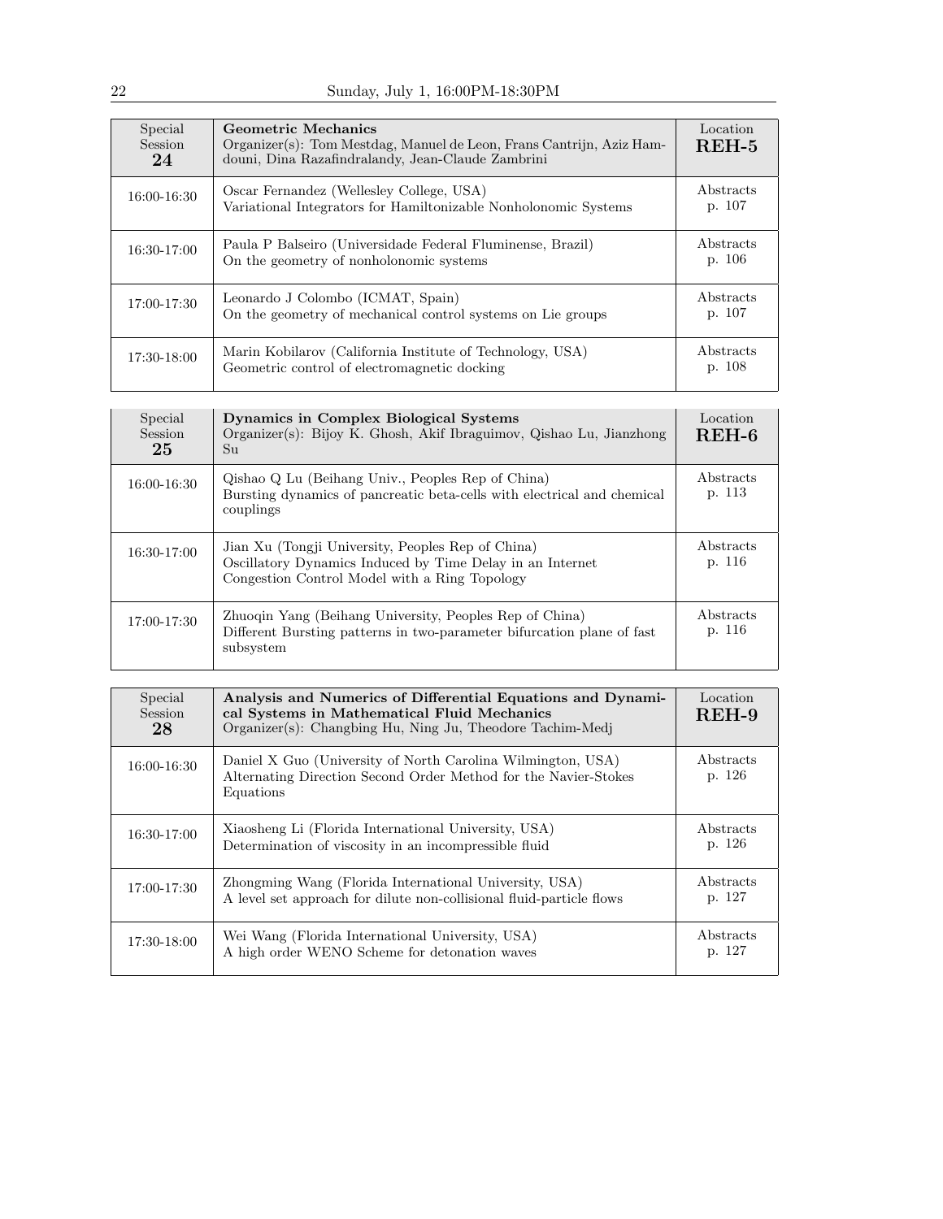## Sunday, July 1, 16:00PM-18:30PM

| Special Session 24 | **Geometric Mechanics**<br>Organizer(s): Tom Mestdag, Manuel de Leon, Frans Cantrijn, Aziz Hamdouni, Dina Razafindralandy, Jean-Claude Zambrini | Location **REH-5** |
|---|---|---|
| 16:00-16:30 | Oscar Fernandez (Wellesley College, USA)<br>Variational Integrators for Hamiltonizable Nonholonomic Systems | Abstracts p. 107 |
| 16:30-17:00 | Paula P Balseiro (Universidade Federal Fluminense, Brazil)<br>On the geometry of nonholonomic systems | Abstracts p. 106 |
| 17:00-17:30 | Leonardo J Colombo (ICMAT, Spain)<br>On the geometry of mechanical control systems on Lie groups | Abstracts p. 107 |
| 17:30-18:00 | Marin Kobilarov (California Institute of Technology, USA)<br>Geometric control of electromagnetic docking | Abstracts p. 108 |

| Special Session 25 | **Dynamics in Complex Biological Systems**<br>Organizer(s): Bijoy K. Ghosh, Akif Ibraguimov, Qishao Lu, Jianzhong Su | Location **REH-6** |
|---|---|---|
| 16:00-16:30 | Qishao Q Lu (Beihang Univ., Peoples Rep of China)<br>Bursting dynamics of pancreatic beta-cells with electrical and chemical couplings | Abstracts p. 113 |
| 16:30-17:00 | Jian Xu (Tongji University, Peoples Rep of China)<br>Oscillatory Dynamics Induced by Time Delay in an Internet Congestion Control Model with a Ring Topology | Abstracts p. 116 |
| 17:00-17:30 | Zhuoqin Yang (Beihang University, Peoples Rep of China)<br>Different Bursting patterns in two-parameter bifurcation plane of fast subsystem | Abstracts p. 116 |

| Special Session 28 | **Analysis and Numerics of Differential Equations and Dynamical Systems in Mathematical Fluid Mechanics**<br>Organizer(s): Changbing Hu, Ning Ju, Theodore Tachim-Medj | Location **REH-9** |
|---|---|---|
| 16:00-16:30 | Daniel X Guo (University of North Carolina Wilmington, USA)<br>Alternating Direction Second Order Method for the Navier-Stokes Equations | Abstracts p. 126 |
| 16:30-17:00 | Xiaosheng Li (Florida International University, USA)<br>Determination of viscosity in an incompressible fluid | Abstracts p. 126 |
| 17:00-17:30 | Zhongming Wang (Florida International University, USA)<br>A level set approach for dilute non-collisional fluid-particle flows | Abstracts p. 127 |
| 17:30-18:00 | Wei Wang (Florida International University, USA)<br>A high order WENO Scheme for detonation waves | Abstracts p. 127 |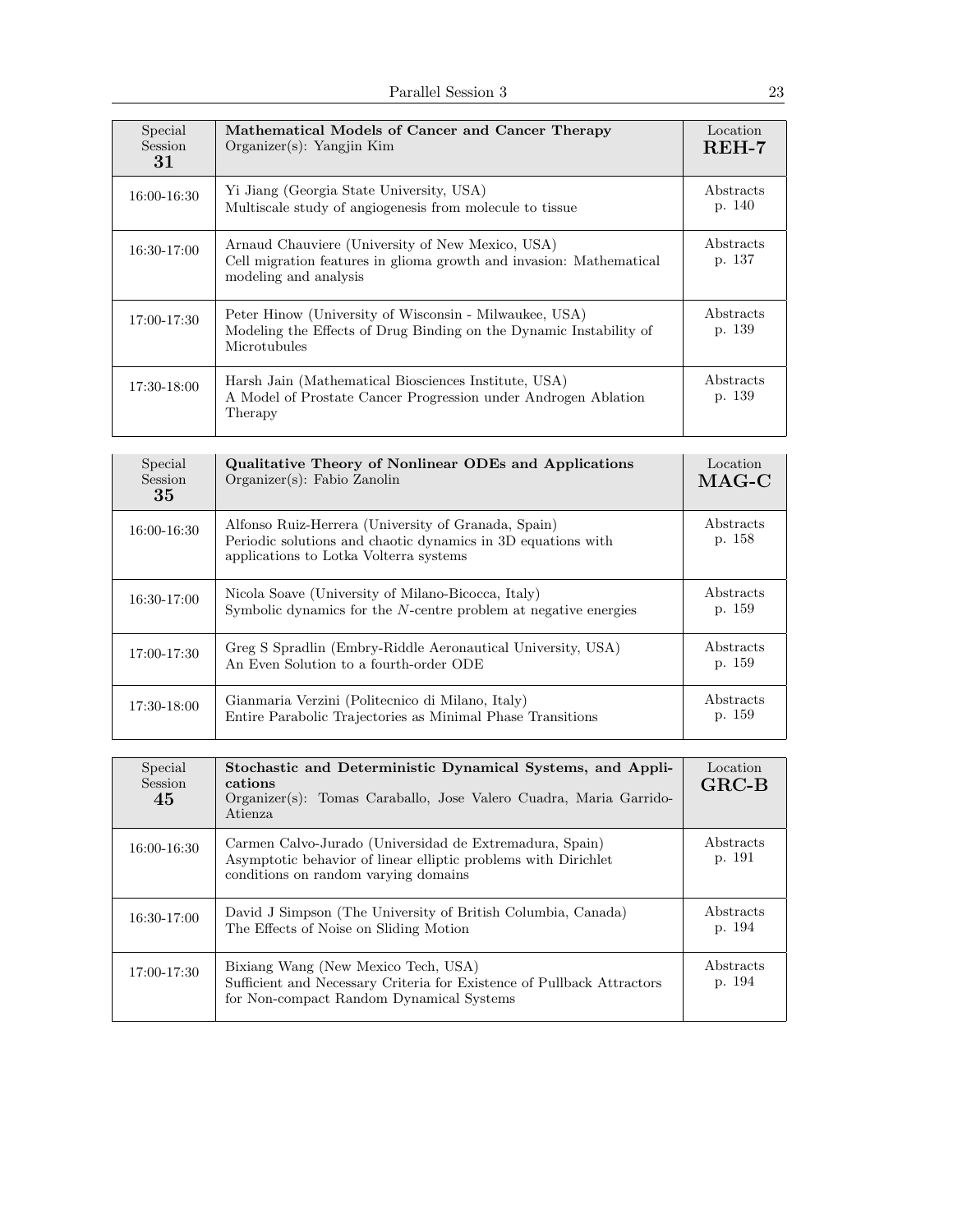| Special Session **31** | **Mathematical Models of Cancer and Cancer Therapy** Organizer(s): Yangjin Kim | Location **REH-7** |
|---|---|---|
| 16:00-16:30 | Yi Jiang (Georgia State University, USA) Multiscale study of angiogenesis from molecule to tissue | Abstracts p. 140 |
| 16:30-17:00 | Arnaud Chauviere (University of New Mexico, USA) Cell migration features in glioma growth and invasion: Mathematical modeling and analysis | Abstracts p. 137 |
| 17:00-17:30 | Peter Hinow (University of Wisconsin - Milwaukee, USA) Modeling the Effects of Drug Binding on the Dynamic Instability of Microtubules | Abstracts p. 139 |
| 17:30-18:00 | Harsh Jain (Mathematical Biosciences Institute, USA) A Model of Prostate Cancer Progression under Androgen Ablation Therapy | Abstracts p. 139 |

| Special Session **35** | **Qualitative Theory of Nonlinear ODEs and Applications** Organizer(s): Fabio Zanolin | Location **MAG-C** |
|---|---|---|
| 16:00-16:30 | Alfonso Ruiz-Herrera (University of Granada, Spain) Periodic solutions and chaotic dynamics in 3D equations with applications to Lotka Volterra systems | Abstracts p. 158 |
| 16:30-17:00 | Nicola Soave (University of Milano-Bicocca, Italy) Symbolic dynamics for the $N$-centre problem at negative energies | Abstracts p. 159 |
| 17:00-17:30 | Greg S Spradlin (Embry-Riddle Aeronautical University, USA) An Even Solution to a fourth-order ODE | Abstracts p. 159 |
| 17:30-18:00 | Gianmaria Verzini (Politecnico di Milano, Italy) Entire Parabolic Trajectories as Minimal Phase Transitions | Abstracts p. 159 |

| Special Session **45** | **Stochastic and Deterministic Dynamical Systems, and Applications** Organizer(s): Tomas Caraballo, Jose Valero Cuadra, Maria Garrido-Atienza | Location **GRC-B** |
|---|---|---|
| 16:00-16:30 | Carmen Calvo-Jurado (Universidad de Extremadura, Spain) Asymptotic behavior of linear elliptic problems with Dirichlet conditions on random varying domains | Abstracts p. 191 |
| 16:30-17:00 | David J Simpson (The University of British Columbia, Canada) The Effects of Noise on Sliding Motion | Abstracts p. 194 |
| 17:00-17:30 | Bixiang Wang (New Mexico Tech, USA) Sufficient and Necessary Criteria for Existence of Pullback Attractors for Non-compact Random Dynamical Systems | Abstracts p. 194 |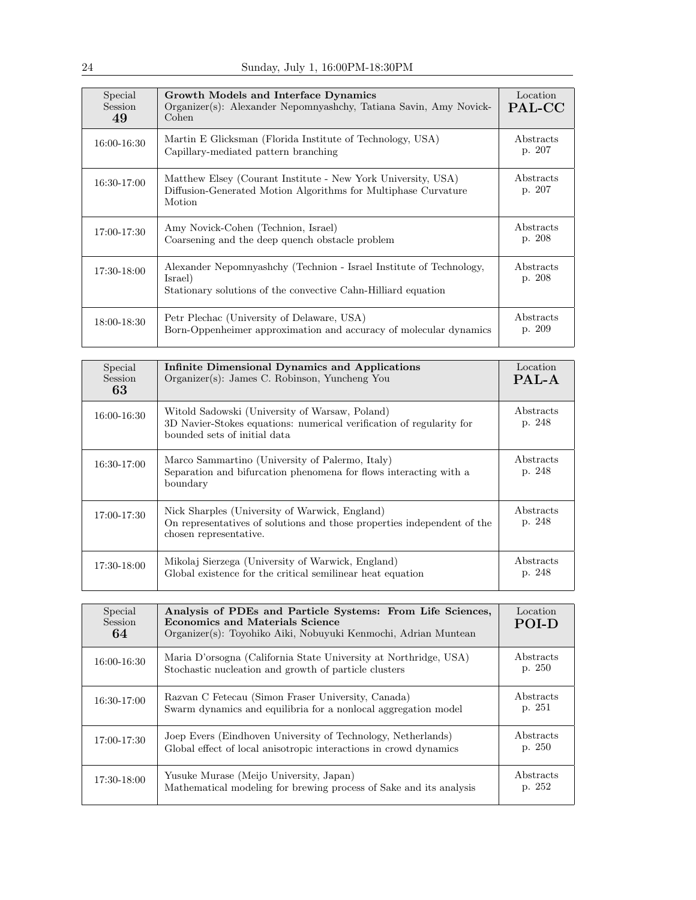| Special Session 49 | **Growth Models and Interface Dynamics** Organizer(s): Alexander Nepomnyashchy, Tatiana Savin, Amy Novick-Cohen | Location **PAL-CC** |
|---|---|---|
| 16:00-16:30 | Martin E Glicksman (Florida Institute of Technology, USA) Capillary-mediated pattern branching | Abstracts p. 207 |
| 16:30-17:00 | Matthew Elsey (Courant Institute - New York University, USA) Diffusion-Generated Motion Algorithms for Multiphase Curvature Motion | Abstracts p. 207 |
| 17:00-17:30 | Amy Novick-Cohen (Technion, Israel) Coarsening and the deep quench obstacle problem | Abstracts p. 208 |
| 17:30-18:00 | Alexander Nepomnyashchy (Technion - Israel Institute of Technology, Israel) Stationary solutions of the convective Cahn-Hilliard equation | Abstracts p. 208 |
| 18:00-18:30 | Petr Plechac (University of Delaware, USA) Born-Oppenheimer approximation and accuracy of molecular dynamics | Abstracts p. 209 |

| Special Session 63 | **Infinite Dimensional Dynamics and Applications** Organizer(s): James C. Robinson, Yuncheng You | Location **PAL-A** |
|---|---|---|
| 16:00-16:30 | Witold Sadowski (University of Warsaw, Poland) 3D Navier-Stokes equations: numerical verification of regularity for bounded sets of initial data | Abstracts p. 248 |
| 16:30-17:00 | Marco Sammartino (University of Palermo, Italy) Separation and bifurcation phenomena for flows interacting with a boundary | Abstracts p. 248 |
| 17:00-17:30 | Nick Sharples (University of Warwick, England) On representatives of solutions and those properties independent of the chosen representative. | Abstracts p. 248 |
| 17:30-18:00 | Mikolaj Sierzega (University of Warwick, England) Global existence for the critical semilinear heat equation | Abstracts p. 248 |

| Special Session 64 | **Analysis of PDEs and Particle Systems: From Life Sciences, Economics and Materials Science** Organizer(s): Toyohiko Aiki, Nobuyuki Kenmochi, Adrian Muntean | Location **POI-D** |
|---|---|---|
| 16:00-16:30 | Maria D'orsogna (California State University at Northridge, USA) Stochastic nucleation and growth of particle clusters | Abstracts p. 250 |
| 16:30-17:00 | Razvan C Fetecau (Simon Fraser University, Canada) Swarm dynamics and equilibria for a nonlocal aggregation model | Abstracts p. 251 |
| 17:00-17:30 | Joep Evers (Eindhoven University of Technology, Netherlands) Global effect of local anisotropic interactions in crowd dynamics | Abstracts p. 250 |
| 17:30-18:00 | Yusuke Murase (Meijo University, Japan) Mathematical modeling for brewing process of Sake and its analysis | Abstracts p. 252 |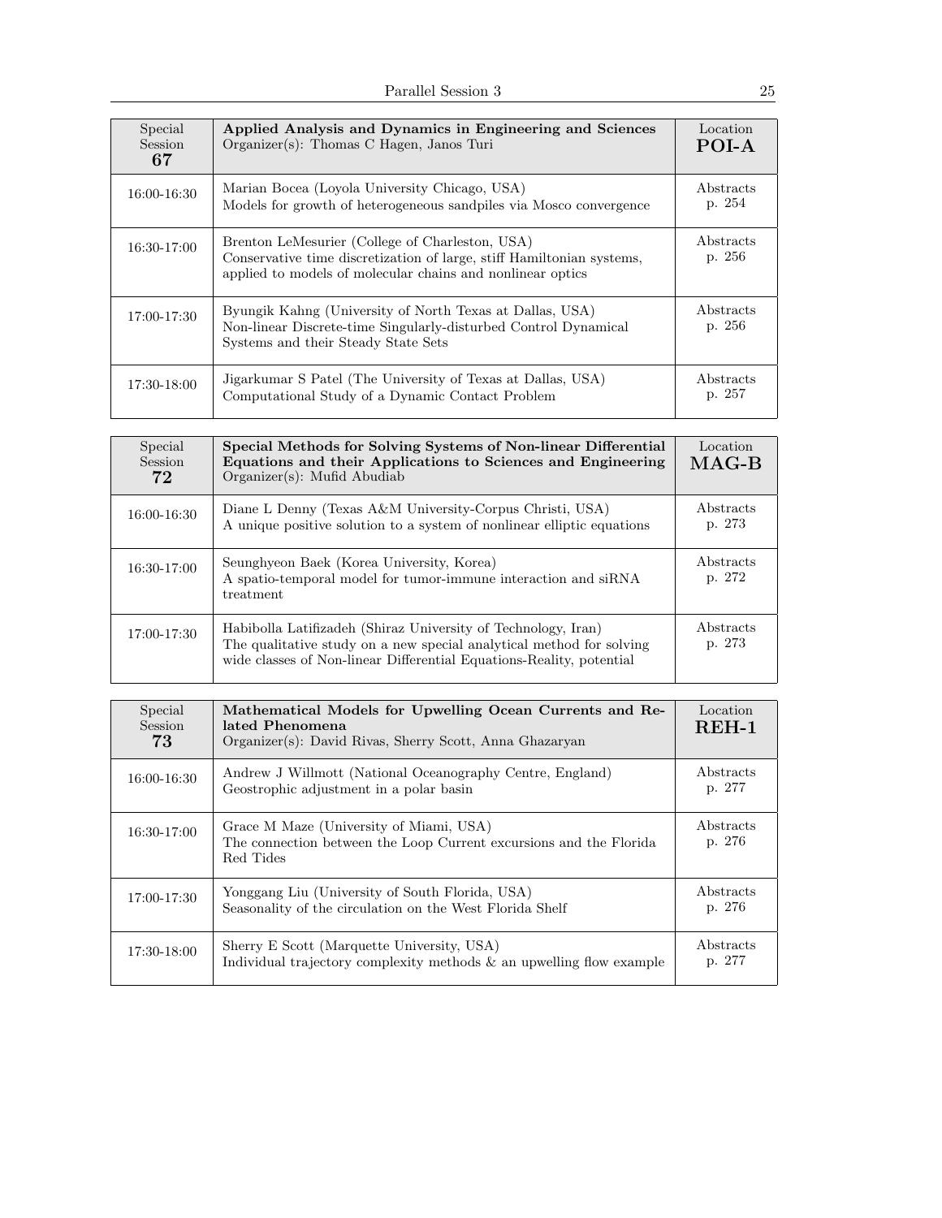| Special Session 67 | **Applied Analysis and Dynamics in Engineering and Sciences** Organizer(s): Thomas C Hagen, Janos Turi | Location **POI-A** |
|---|---|---|
| 16:00-16:30 | Marian Bocea (Loyola University Chicago, USA) Models for growth of heterogeneous sandpiles via Mosco convergence | Abstracts p. 254 |
| 16:30-17:00 | Brenton LeMesurier (College of Charleston, USA) Conservative time discretization of large, stiff Hamiltonian systems, applied to models of molecular chains and nonlinear optics | Abstracts p. 256 |
| 17:00-17:30 | Byungik Kahng (University of North Texas at Dallas, USA) Non-linear Discrete-time Singularly-disturbed Control Dynamical Systems and their Steady State Sets | Abstracts p. 256 |
| 17:30-18:00 | Jigarkumar S Patel (The University of Texas at Dallas, USA) Computational Study of a Dynamic Contact Problem | Abstracts p. 257 |

| Special Session 72 | **Special Methods for Solving Systems of Non-linear Differential Equations and their Applications to Sciences and Engineering** Organizer(s): Mufid Abudiab | Location **MAG-B** |
|---|---|---|
| 16:00-16:30 | Diane L Denny (Texas A&M University-Corpus Christi, USA) A unique positive solution to a system of nonlinear elliptic equations | Abstracts p. 273 |
| 16:30-17:00 | Seunghyeon Baek (Korea University, Korea) A spatio-temporal model for tumor-immune interaction and siRNA treatment | Abstracts p. 272 |
| 17:00-17:30 | Habibolla Latifizadeh (Shiraz University of Technology, Iran) The qualitative study on a new special analytical method for solving wide classes of Non-linear Differential Equations-Reality, potential | Abstracts p. 273 |

| Special Session 73 | **Mathematical Models for Upwelling Ocean Currents and Related Phenomena** Organizer(s): David Rivas, Sherry Scott, Anna Ghazaryan | Location **REH-1** |
|---|---|---|
| 16:00-16:30 | Andrew J Willmott (National Oceanography Centre, England) Geostrophic adjustment in a polar basin | Abstracts p. 277 |
| 16:30-17:00 | Grace M Maze (University of Miami, USA) The connection between the Loop Current excursions and the Florida Red Tides | Abstracts p. 276 |
| 17:00-17:30 | Yonggang Liu (University of South Florida, USA) Seasonality of the circulation on the West Florida Shelf | Abstracts p. 276 |
| 17:30-18:00 | Sherry E Scott (Marquette University, USA) Individual trajectory complexity methods & an upwelling flow example | Abstracts p. 277 |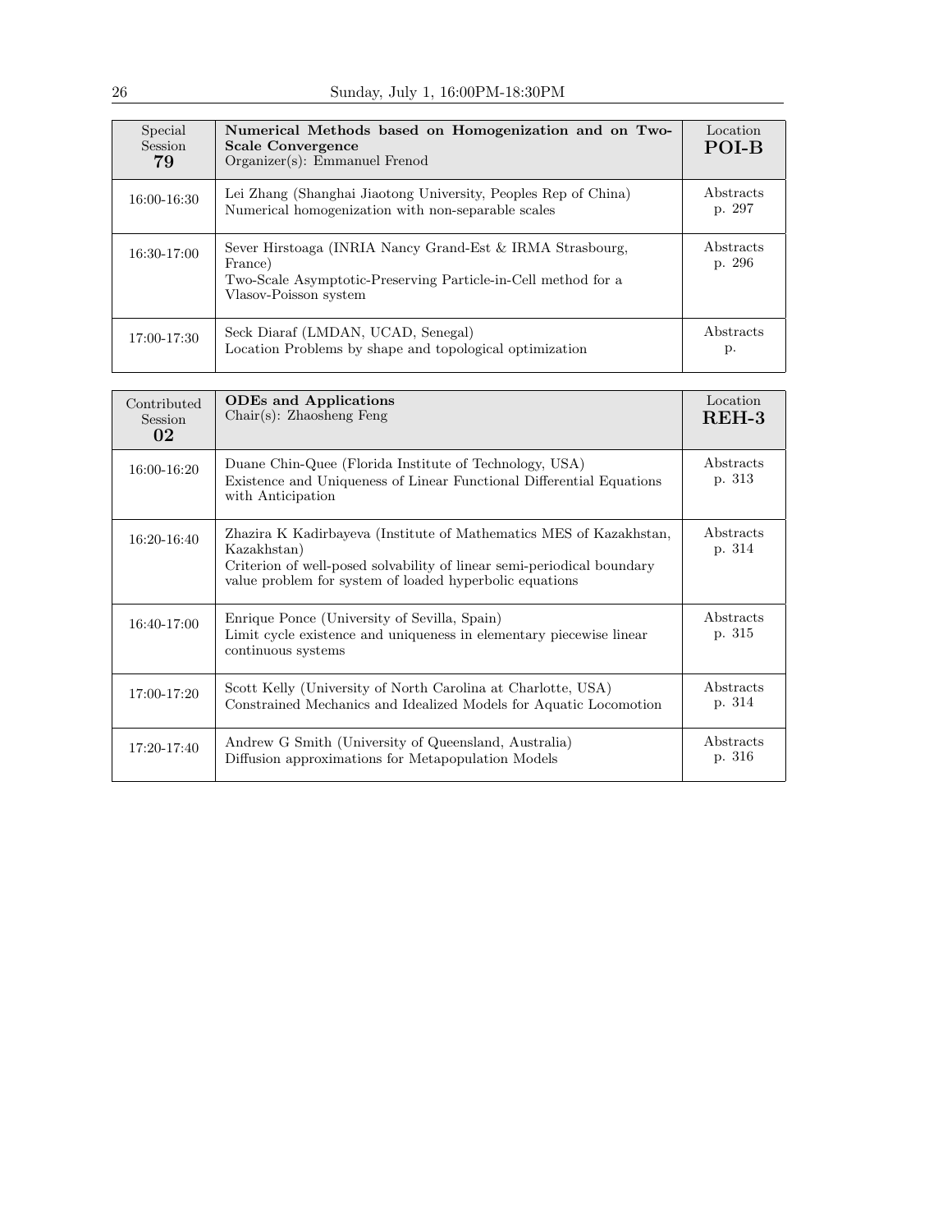| Special Session 79 | **Numerical Methods based on Homogenization and on Two-Scale Convergence** Organizer(s): Emmanuel Frenod | Location **POI-B** |
|---|---|---|
| 16:00-16:30 | Lei Zhang (Shanghai Jiaotong University, Peoples Rep of China) Numerical homogenization with non-separable scales | Abstracts p. 297 |
| 16:30-17:00 | Sever Hirstoaga (INRIA Nancy Grand-Est & IRMA Strasbourg, France) Two-Scale Asymptotic-Preserving Particle-in-Cell method for a Vlasov-Poisson system | Abstracts p. 296 |
| 17:00-17:30 | Seck Diaraf (LMDAN, UCAD, Senegal) Location Problems by shape and topological optimization | Abstracts p. |

| Contributed Session 02 | **ODEs and Applications** Chair(s): Zhaosheng Feng | Location **REH-3** |
|---|---|---|
| 16:00-16:20 | Duane Chin-Quee (Florida Institute of Technology, USA) Existence and Uniqueness of Linear Functional Differential Equations with Anticipation | Abstracts p. 313 |
| 16:20-16:40 | Zhazira K Kadirbayeva (Institute of Mathematics MES of Kazakhstan, Kazakhstan) Criterion of well-posed solvability of linear semi-periodical boundary value problem for system of loaded hyperbolic equations | Abstracts p. 314 |
| 16:40-17:00 | Enrique Ponce (University of Sevilla, Spain) Limit cycle existence and uniqueness in elementary piecewise linear continuous systems | Abstracts p. 315 |
| 17:00-17:20 | Scott Kelly (University of North Carolina at Charlotte, USA) Constrained Mechanics and Idealized Models for Aquatic Locomotion | Abstracts p. 314 |
| 17:20-17:40 | Andrew G Smith (University of Queensland, Australia) Diffusion approximations for Metapopulation Models | Abstracts p. 316 |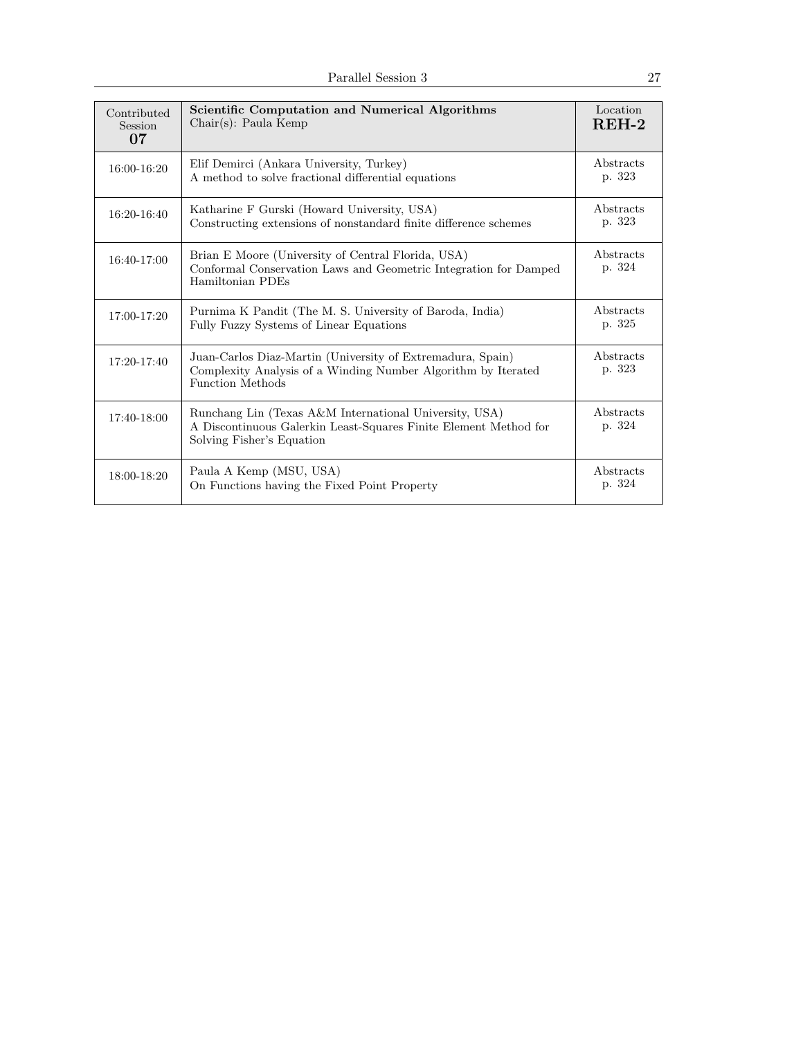| Contributed Session **07** | **Scientific Computation and Numerical Algorithms** Chair(s): Paula Kemp | Location **REH-2** |
|---|---|---|
| 16:00-16:20 | Elif Demirci (Ankara University, Turkey) A method to solve fractional differential equations | Abstracts p. 323 |
| 16:20-16:40 | Katharine F Gurski (Howard University, USA) Constructing extensions of nonstandard finite difference schemes | Abstracts p. 323 |
| 16:40-17:00 | Brian E Moore (University of Central Florida, USA) Conformal Conservation Laws and Geometric Integration for Damped Hamiltonian PDEs | Abstracts p. 324 |
| 17:00-17:20 | Purnima K Pandit (The M. S. University of Baroda, India) Fully Fuzzy Systems of Linear Equations | Abstracts p. 325 |
| 17:20-17:40 | Juan-Carlos Diaz-Martin (University of Extremadura, Spain) Complexity Analysis of a Winding Number Algorithm by Iterated Function Methods | Abstracts p. 323 |
| 17:40-18:00 | Runchang Lin (Texas A&M International University, USA) A Discontinuous Galerkin Least-Squares Finite Element Method for Solving Fisher's Equation | Abstracts p. 324 |
| 18:00-18:20 | Paula A Kemp (MSU, USA) On Functions having the Fixed Point Property | Abstracts p. 324 |